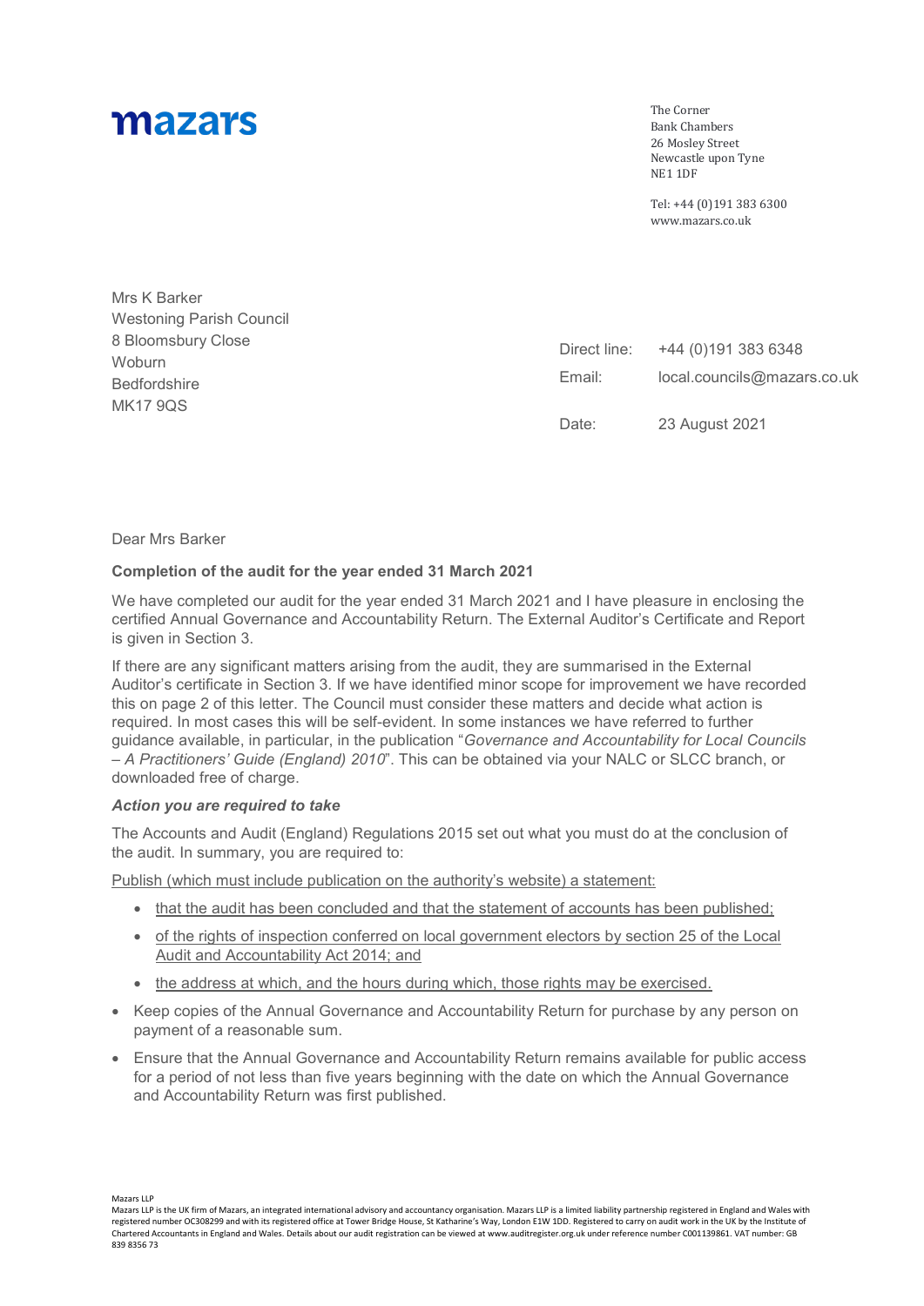mazars

The Corner
Bank Chambers
26 Mosley Street
Newcastle upon Tyne
NE1 1DF

Tel: +44 (0)191 383 6300
www.mazars.co.uk

Mrs K Barker
Westoning Parish Council
8 Bloomsbury Close
Woburn
Bedfordshire
MK17 9QS

Direct line: +44 (0)191 383 6348
Email: local.councils@mazars.co.uk

Date: 23 August 2021

Dear Mrs Barker

**Completion of the audit for the year ended 31 March 2021**

We have completed our audit for the year ended 31 March 2021 and I have pleasure in enclosing the certified Annual Governance and Accountability Return. The External Auditor's Certificate and Report is given in Section 3.

If there are any significant matters arising from the audit, they are summarised in the External Auditor's certificate in Section 3. If we have identified minor scope for improvement we have recorded this on page 2 of this letter. The Council must consider these matters and decide what action is required. In most cases this will be self-evident. In some instances we have referred to further guidance available, in particular, in the publication "*Governance and Accountability for Local Councils – A Practitioners' Guide (England) 2010*". This can be obtained via your NALC or SLCC branch, or downloaded free of charge.

***Action you are required to take***

The Accounts and Audit (England) Regulations 2015 set out what you must do at the conclusion of the audit. In summary, you are required to:

<u>Publish (which must include publication on the authority's website) a statement:</u>

- <u>that the audit has been concluded and that the statement of accounts has been published;</u>
- <u>of the rights of inspection conferred on local government electors by section 25 of the Local Audit and Accountability Act 2014; and</u>
- <u>the address at which, and the hours during which, those rights may be exercised.</u>

- Keep copies of the Annual Governance and Accountability Return for purchase by any person on payment of a reasonable sum.
- Ensure that the Annual Governance and Accountability Return remains available for public access for a period of not less than five years beginning with the date on which the Annual Governance and Accountability Return was first published.

Mazars LLP
Mazars LLP is the UK firm of Mazars, an integrated international advisory and accountancy organisation. Mazars LLP is a limited liability partnership registered in England and Wales with registered number OC308299 and with its registered office at Tower Bridge House, St Katharine's Way, London E1W 1DD. Registered to carry on audit work in the UK by the Institute of Chartered Accountants in England and Wales. Details about our audit registration can be viewed at www.auditregister.org.uk under reference number C001139861. VAT number: GB 839 8356 73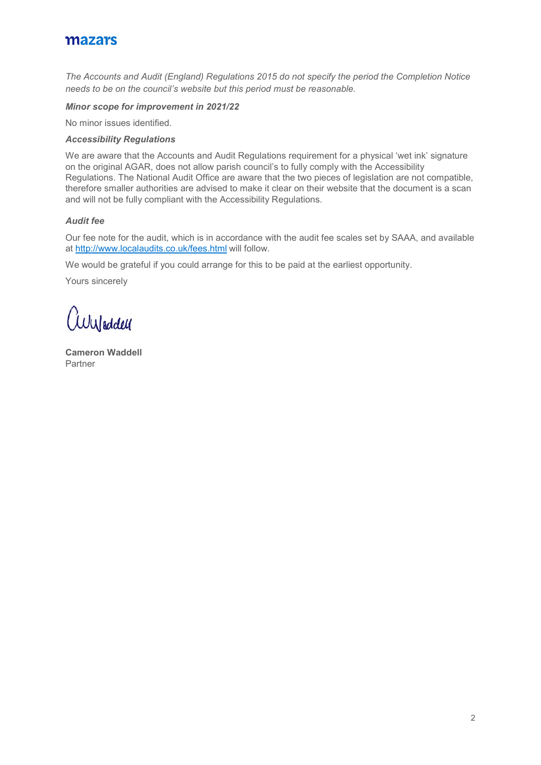mazars

*The Accounts and Audit (England) Regulations 2015 do not specify the period the Completion Notice needs to be on the council's website but this period must be reasonable.*

***Minor scope for improvement in 2021/22***

No minor issues identified.

***Accessibility Regulations***

We are aware that the Accounts and Audit Regulations requirement for a physical 'wet ink' signature on the original AGAR, does not allow parish council's to fully comply with the Accessibility Regulations. The National Audit Office are aware that the two pieces of legislation are not compatible, therefore smaller authorities are advised to make it clear on their website that the document is a scan and will not be fully compliant with the Accessibility Regulations.

***Audit fee***

Our fee note for the audit, which is in accordance with the audit fee scales set by SAAA, and available at [http://www.localaudits.co.uk/fees.html](http://www.localaudits.co.uk/fees.html) will follow.

We would be grateful if you could arrange for this to be paid at the earliest opportunity.

Yours sincerely

**Cameron Waddell**
Partner